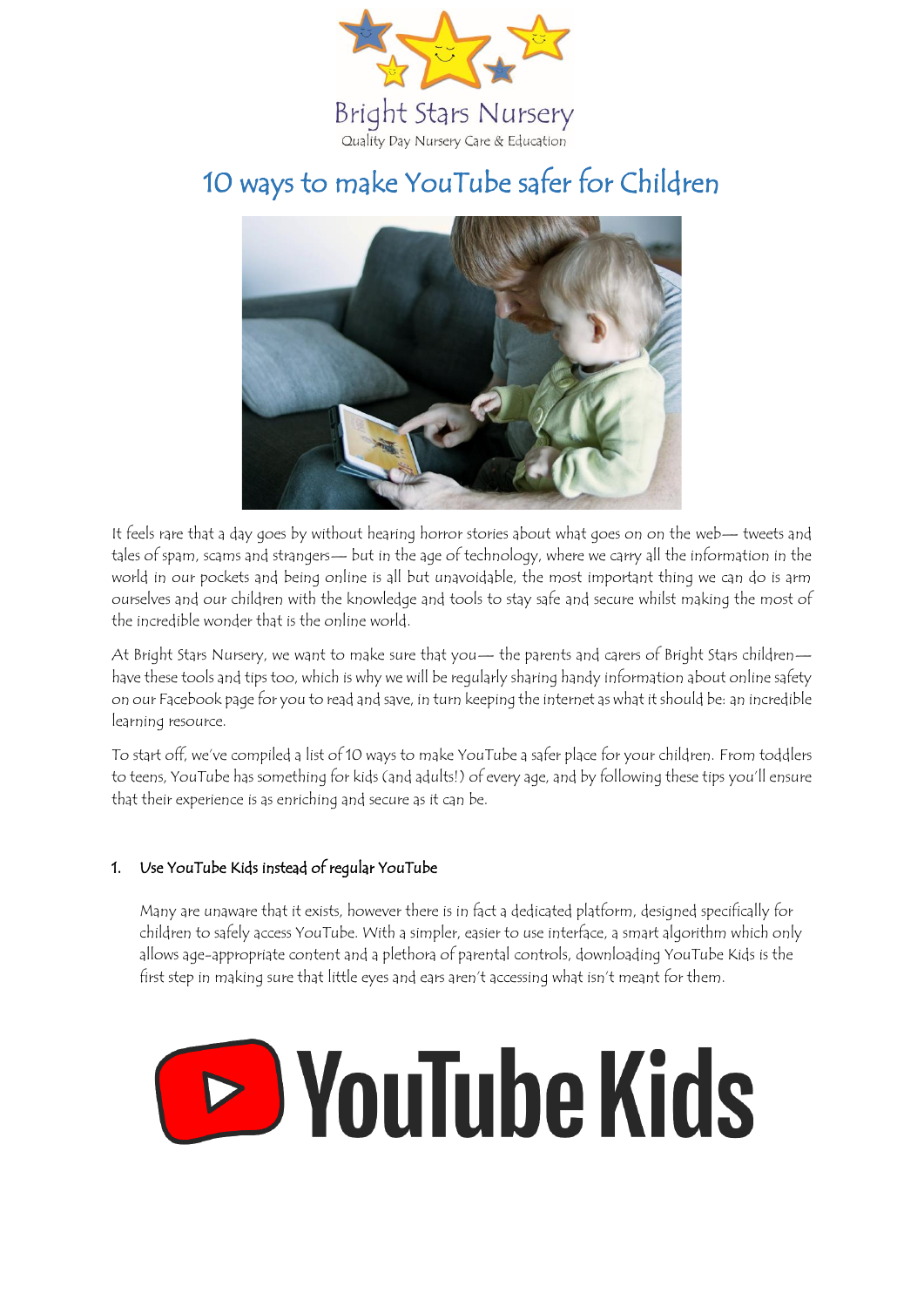Bright Stars Nursery

Quality Day Nursery Care & Education

# 10 ways to make YouTube safer for Children

It feels rare that a day goes by without hearing horror stories about what goes on on the web— tweets and tales of spam, scams and strangers— but in the age of technology, where we carry all the information in the world in our pockets and being online is all but unavoidable, the most important thing we can do is arm ourselves and our children with the knowledge and tools to stay safe and secure whilst making the most of the incredible wonder that is the online world.

At Bright Stars Nursery, we want to make sure that you— the parents and carers of Bright Stars children— have these tools and tips too, which is why we will be regularly sharing handy information about online safety on our Facebook page for you to read and save, in turn keeping the internet as what it should be: an incredible learning resource.

To start off, we've compiled a list of 10 ways to make YouTube a safer place for your children. From toddlers to teens, YouTube has something for kids (and adults!) of every age, and by following these tips you'll ensure that their experience is as enriching and secure as it can be.

1. Use YouTube Kids instead of regular YouTube

   Many are unaware that it exists, however there is in fact a dedicated platform, designed specifically for children to safely access YouTube. With a simpler, easier to use interface, a smart algorithm which only allows age-appropriate content and a plethora of parental controls, downloading YouTube Kids is the first step in making sure that little eyes and ears aren't accessing what isn't meant for them.

YouTube Kids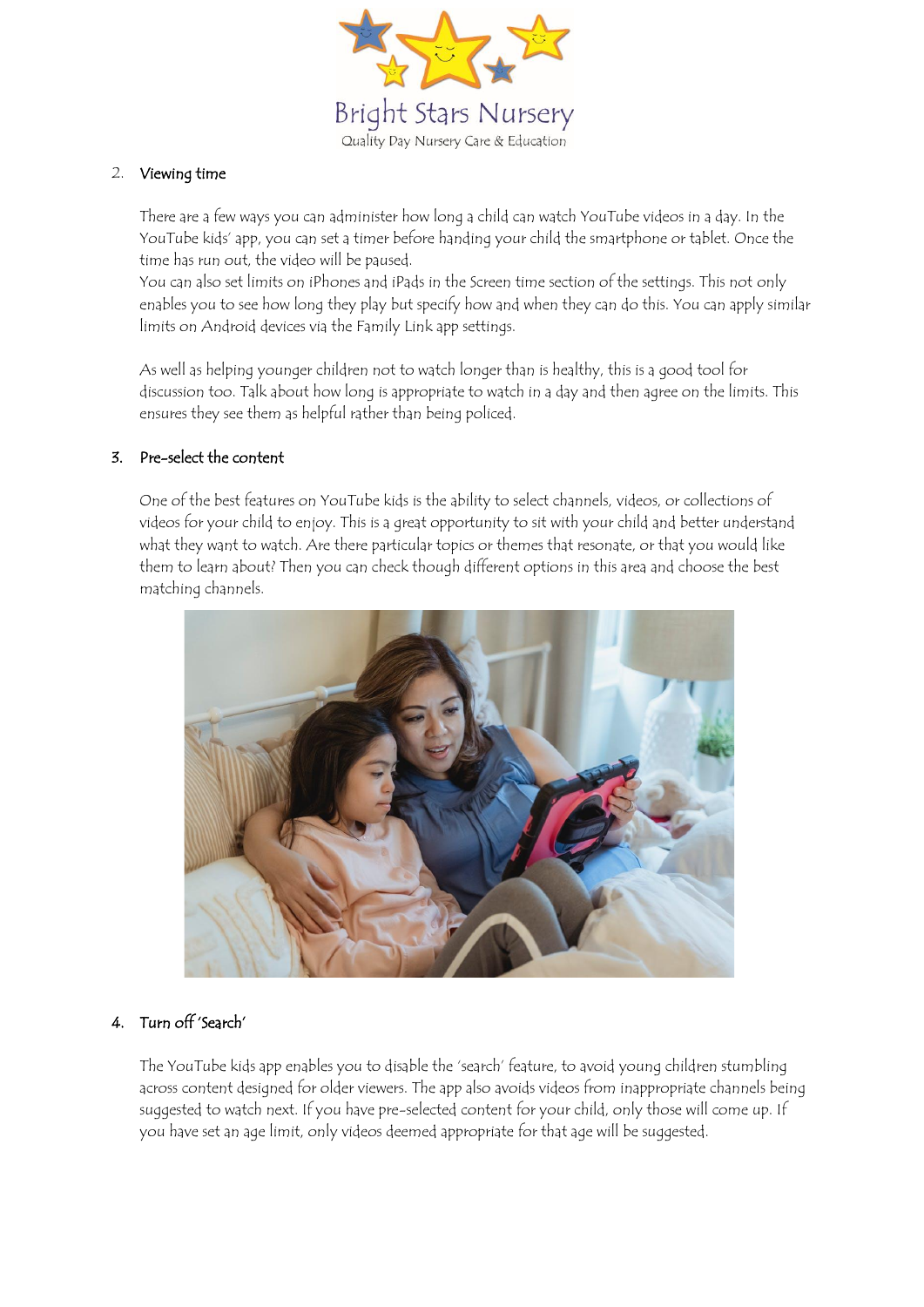2. **Viewing time**

There are a few ways you can administer how long a child can watch YouTube videos in a day. In the YouTube kids' app, you can set a timer before handing your child the smartphone or tablet. Once the time has run out, the video will be paused.
You can also set limits on iPhones and iPads in the Screen time section of the settings. This not only enables you to see how long they play but specify how and when they can do this. You can apply similar limits on Android devices via the Family Link app settings.

As well as helping younger children not to watch longer than is healthy, this is a good tool for discussion too. Talk about how long is appropriate to watch in a day and then agree on the limits. This ensures they see them as helpful rather than being policed.

3. **Pre-select the content**

One of the best features on YouTube kids is the ability to select channels, videos, or collections of videos for your child to enjoy. This is a great opportunity to sit with your child and better understand what they want to watch. Are there particular topics or themes that resonate, or that you would like them to learn about? Then you can check though different options in this area and choose the best matching channels.

4. **Turn off 'Search'**

The YouTube kids app enables you to disable the 'search' feature, to avoid young children stumbling across content designed for older viewers. The app also avoids videos from inappropriate channels being suggested to watch next. If you have pre-selected content for your child, only those will come up. If you have set an age limit, only videos deemed appropriate for that age will be suggested.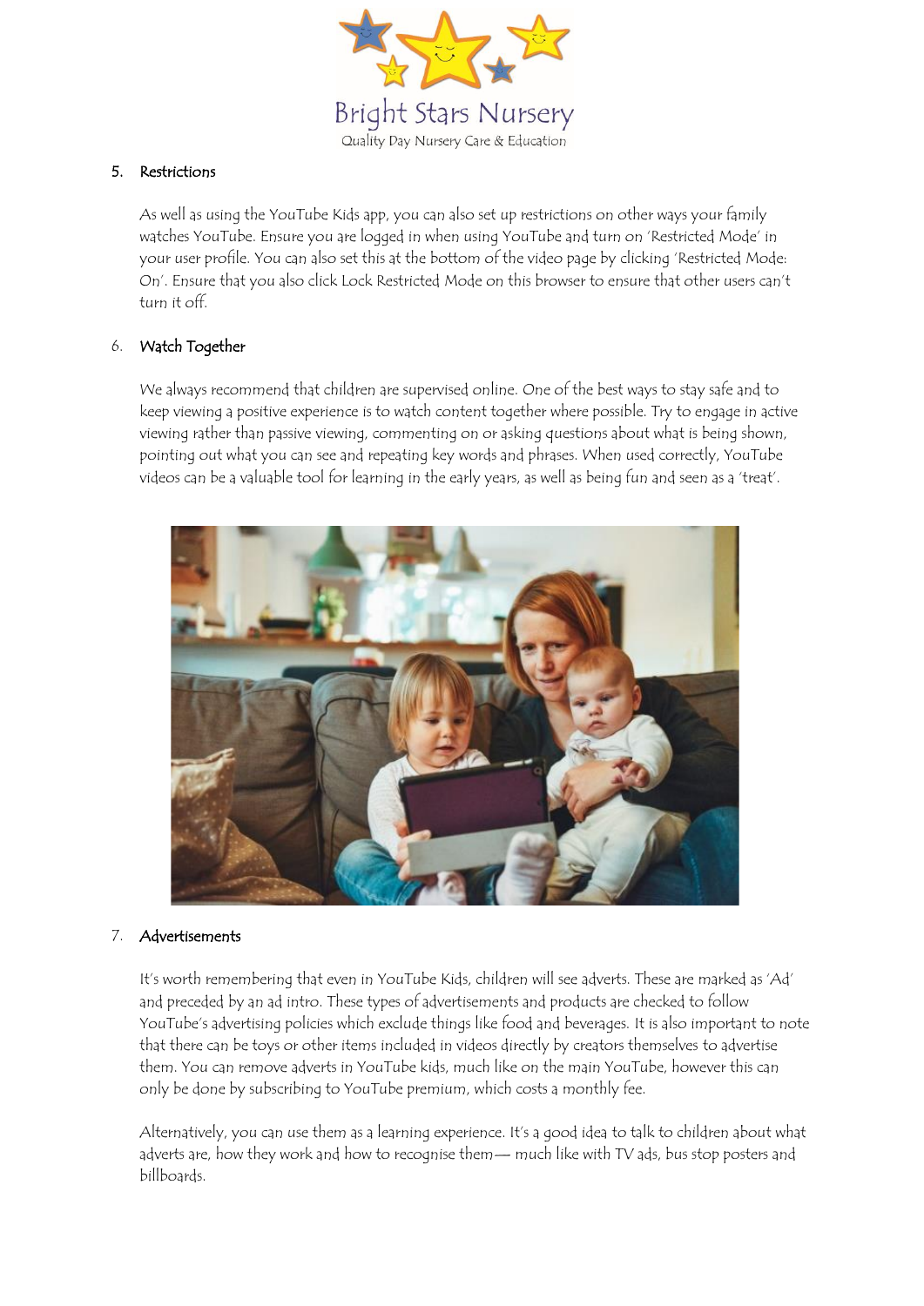5. **Restrictions**

As well as using the YouTube Kids app, you can also set up restrictions on other ways your family watches YouTube. Ensure you are logged in when using YouTube and turn on 'Restricted Mode' in your user profile. You can also set this at the bottom of the video page by clicking 'Restricted Mode: On'. Ensure that you also click Lock Restricted Mode on this browser to ensure that other users can't turn it off.

6. **Watch Together**

We always recommend that children are supervised online. One of the best ways to stay safe and to keep viewing a positive experience is to watch content together where possible. Try to engage in active viewing rather than passive viewing, commenting on or asking questions about what is being shown, pointing out what you can see and repeating key words and phrases. When used correctly, YouTube videos can be a valuable tool for learning in the early years, as well as being fun and seen as a 'treat'.

7. **Advertisements**

It's worth remembering that even in YouTube Kids, children will see adverts. These are marked as 'Ad' and preceded by an ad intro. These types of advertisements and products are checked to follow YouTube's advertising policies which exclude things like food and beverages. It is also important to note that there can be toys or other items included in videos directly by creators themselves to advertise them. You can remove adverts in YouTube kids, much like on the main YouTube, however this can only be done by subscribing to YouTube premium, which costs a monthly fee.

Alternatively, you can use them as a learning experience. It's a good idea to talk to children about what adverts are, how they work and how to recognise them— much like with TV ads, bus stop posters and billboards.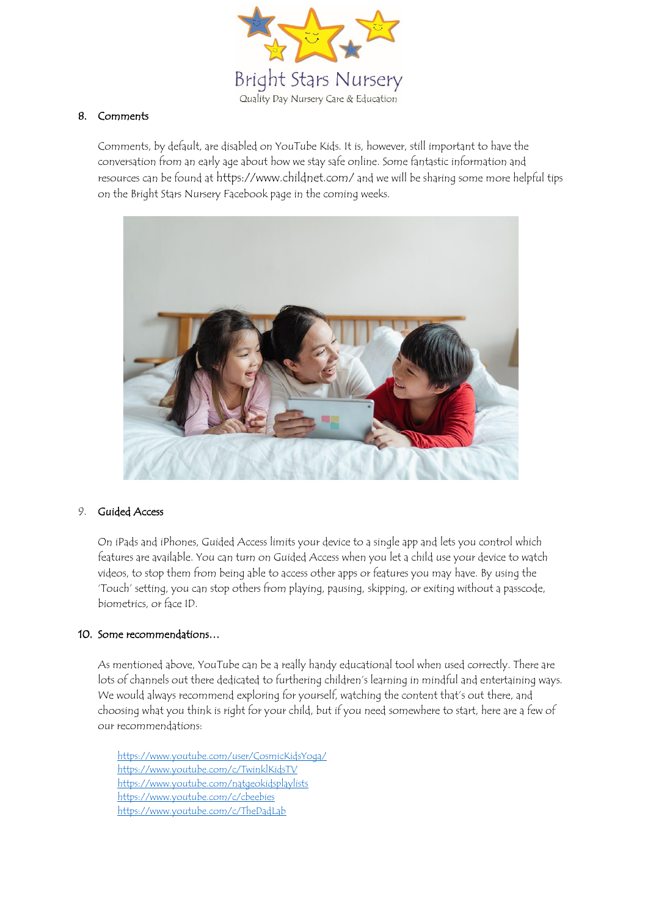## 8. Comments

Comments, by default, are disabled on YouTube Kids. It is, however, still important to have the conversation from an early age about how we stay safe online. Some fantastic information and resources can be found at https://www.childnet.com/ and we will be sharing some more helpful tips on the Bright Stars Nursery Facebook page in the coming weeks.

## 9. Guided Access

On iPads and iPhones, Guided Access limits your device to a single app and lets you control which features are available. You can turn on Guided Access when you let a child use your device to watch videos, to stop them from being able to access other apps or features you may have. By using the 'Touch' setting, you can stop others from playing, pausing, skipping, or exiting without a passcode, biometrics, or face ID.

## 10. Some recommendations…

As mentioned above, YouTube can be a really handy educational tool when used correctly. There are lots of channels out there dedicated to furthering children's learning in mindful and entertaining ways. We would always recommend exploring for yourself, watching the content that's out there, and choosing what you think is right for your child, but if you need somewhere to start, here are a few of our recommendations:

https://www.youtube.com/user/CosmicKidsYoga/
https://www.youtube.com/c/TwinklKidsTV
https://www.youtube.com/natgeokidsplaylists
https://www.youtube.com/c/cbeebies
https://www.youtube.com/c/TheDadLab